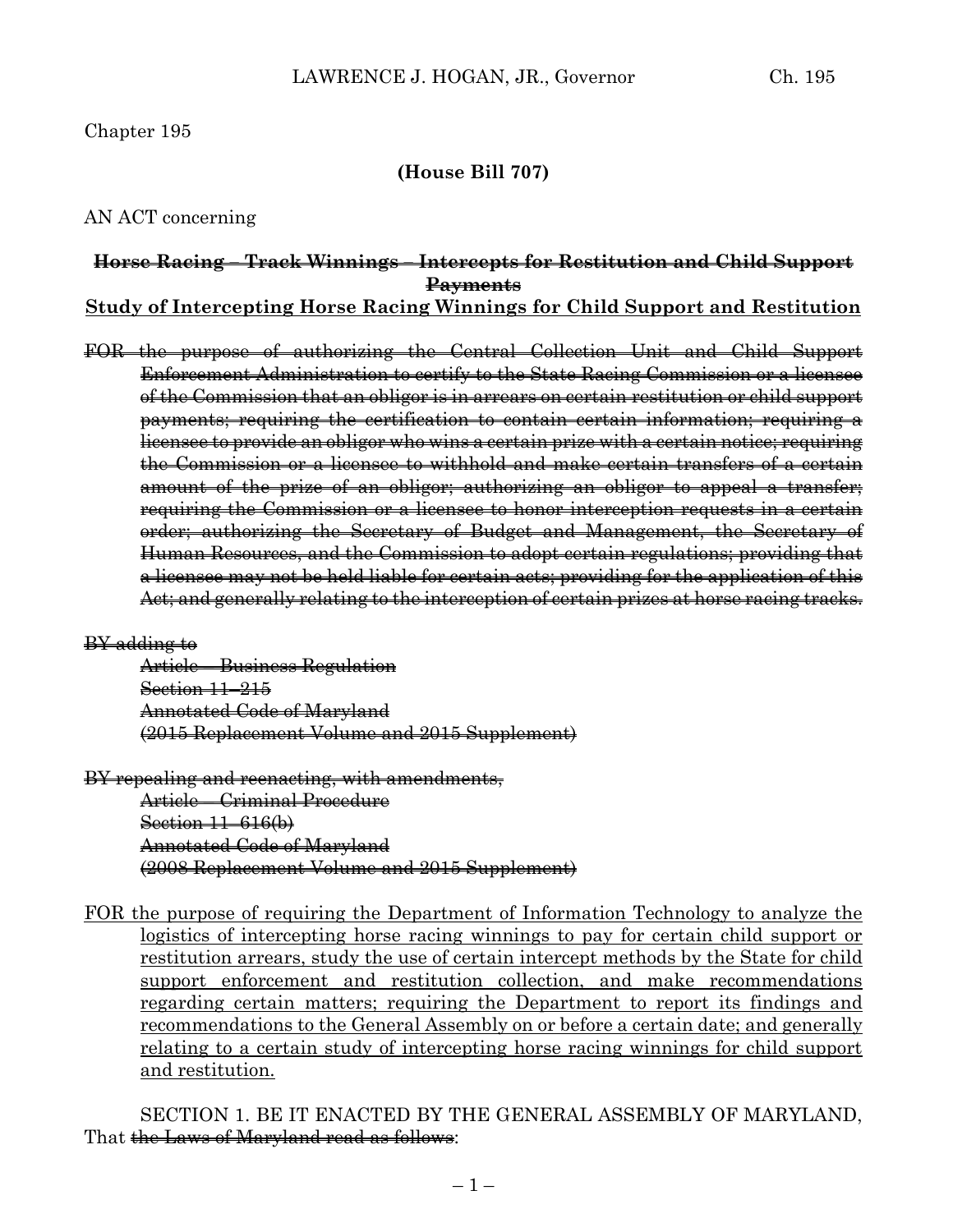Chapter 195

**(House Bill 707)**

AN ACT concerning

**~~Horse Racing – Track Winnings – Intercepts for Restitution and Child Support Payments~~**

**<u>Study of Intercepting Horse Racing Winnings for Child Support and Restitution</u>**

~~FOR the purpose of authorizing the Central Collection Unit and Child Support Enforcement Administration to certify to the State Racing Commission or a licensee of the Commission that an obligor is in arrears on certain restitution or child support payments; requiring the certification to contain certain information; requiring a licensee to provide an obligor who wins a certain prize with a certain notice; requiring the Commission or a licensee to withhold and make certain transfers of a certain amount of the prize of an obligor; authorizing an obligor to appeal a transfer; requiring the Commission or a licensee to honor interception requests in a certain order; authorizing the Secretary of Budget and Management, the Secretary of Human Resources, and the Commission to adopt certain regulations; providing that a licensee may not be held liable for certain acts; providing for the application of this Act; and generally relating to the interception of certain prizes at horse racing tracks.~~

~~BY adding to~~
~~Article – Business Regulation~~
~~Section 11–215~~
~~Annotated Code of Maryland~~
~~(2015 Replacement Volume and 2015 Supplement)~~

~~BY repealing and reenacting, with amendments,~~
~~Article – Criminal Procedure~~
~~Section 11–616(b)~~
~~Annotated Code of Maryland~~
~~(2008 Replacement Volume and 2015 Supplement)~~

<u>FOR the purpose of requiring the Department of Information Technology to analyze the logistics of intercepting horse racing winnings to pay for certain child support or restitution arrears, study the use of certain intercept methods by the State for child support enforcement and restitution collection, and make recommendations regarding certain matters; requiring the Department to report its findings and recommendations to the General Assembly on or before a certain date; and generally relating to a certain study of intercepting horse racing winnings for child support and restitution.</u>

SECTION 1. BE IT ENACTED BY THE GENERAL ASSEMBLY OF MARYLAND, That ~~the Laws of Maryland read as follows~~: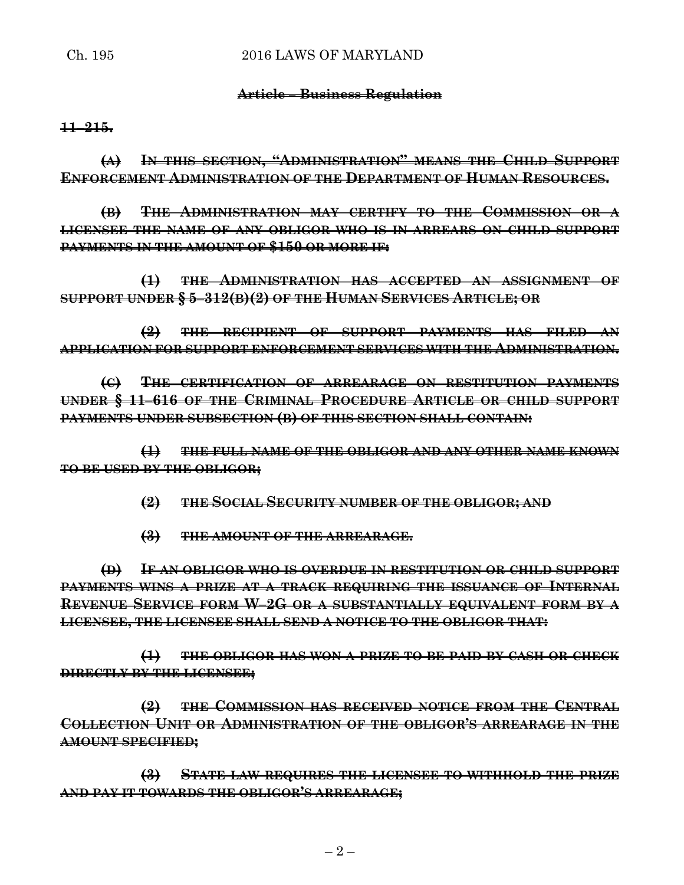**Article – Business Regulation**

**11–215.**

**(A) IN THIS SECTION, "ADMINISTRATION" MEANS THE CHILD SUPPORT ENFORCEMENT ADMINISTRATION OF THE DEPARTMENT OF HUMAN RESOURCES.**

**(B) THE ADMINISTRATION MAY CERTIFY TO THE COMMISSION OR A LICENSEE THE NAME OF ANY OBLIGOR WHO IS IN ARREARS ON CHILD SUPPORT PAYMENTS IN THE AMOUNT OF $150 OR MORE IF:**

**(1) THE ADMINISTRATION HAS ACCEPTED AN ASSIGNMENT OF SUPPORT UNDER § 5–312(B)(2) OF THE HUMAN SERVICES ARTICLE; OR**

**(2) THE RECIPIENT OF SUPPORT PAYMENTS HAS FILED AN APPLICATION FOR SUPPORT ENFORCEMENT SERVICES WITH THE ADMINISTRATION.**

**(C) THE CERTIFICATION OF ARREARAGE ON RESTITUTION PAYMENTS UNDER § 11–616 OF THE CRIMINAL PROCEDURE ARTICLE OR CHILD SUPPORT PAYMENTS UNDER SUBSECTION (B) OF THIS SECTION SHALL CONTAIN:**

**(1) THE FULL NAME OF THE OBLIGOR AND ANY OTHER NAME KNOWN TO BE USED BY THE OBLIGOR;**

**(2) THE SOCIAL SECURITY NUMBER OF THE OBLIGOR; AND**

**(3) THE AMOUNT OF THE ARREARAGE.**

**(D) IF AN OBLIGOR WHO IS OVERDUE IN RESTITUTION OR CHILD SUPPORT PAYMENTS WINS A PRIZE AT A TRACK REQUIRING THE ISSUANCE OF INTERNAL REVENUE SERVICE FORM W–2G OR A SUBSTANTIALLY EQUIVALENT FORM BY A LICENSEE, THE LICENSEE SHALL SEND A NOTICE TO THE OBLIGOR THAT:**

**(1) THE OBLIGOR HAS WON A PRIZE TO BE PAID BY CASH OR CHECK DIRECTLY BY THE LICENSEE;**

**(2) THE COMMISSION HAS RECEIVED NOTICE FROM THE CENTRAL COLLECTION UNIT OR ADMINISTRATION OF THE OBLIGOR'S ARREARAGE IN THE AMOUNT SPECIFIED;**

**(3) STATE LAW REQUIRES THE LICENSEE TO WITHHOLD THE PRIZE AND PAY IT TOWARDS THE OBLIGOR'S ARREARAGE;**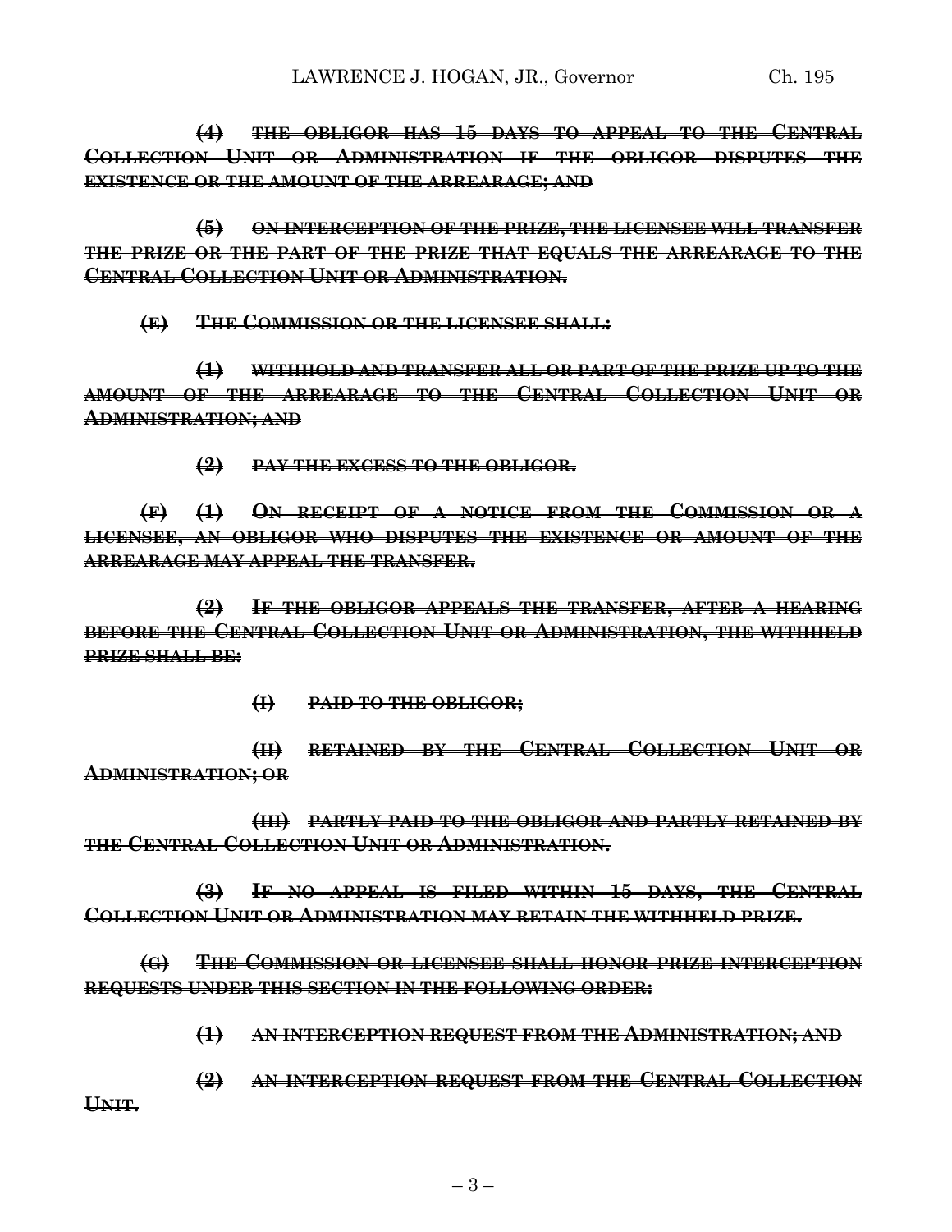~~**(4) THE OBLIGOR HAS 15 DAYS TO APPEAL TO THE CENTRAL COLLECTION UNIT OR ADMINISTRATION IF THE OBLIGOR DISPUTES THE EXISTENCE OR THE AMOUNT OF THE ARREARAGE; AND**~~

~~**(5) ON INTERCEPTION OF THE PRIZE, THE LICENSEE WILL TRANSFER THE PRIZE OR THE PART OF THE PRIZE THAT EQUALS THE ARREARAGE TO THE CENTRAL COLLECTION UNIT OR ADMINISTRATION.**~~

~~**(E) THE COMMISSION OR THE LICENSEE SHALL:**~~

~~**(1) WITHHOLD AND TRANSFER ALL OR PART OF THE PRIZE UP TO THE AMOUNT OF THE ARREARAGE TO THE CENTRAL COLLECTION UNIT OR ADMINISTRATION; AND**~~

~~**(2) PAY THE EXCESS TO THE OBLIGOR.**~~

~~**(F) (1) ON RECEIPT OF A NOTICE FROM THE COMMISSION OR A LICENSEE, AN OBLIGOR WHO DISPUTES THE EXISTENCE OR AMOUNT OF THE ARREARAGE MAY APPEAL THE TRANSFER.**~~

~~**(2) IF THE OBLIGOR APPEALS THE TRANSFER, AFTER A HEARING BEFORE THE CENTRAL COLLECTION UNIT OR ADMINISTRATION, THE WITHHELD PRIZE SHALL BE:**~~

~~**(I) PAID TO THE OBLIGOR;**~~

~~**(II) RETAINED BY THE CENTRAL COLLECTION UNIT OR ADMINISTRATION; OR**~~

~~**(III) PARTLY PAID TO THE OBLIGOR AND PARTLY RETAINED BY THE CENTRAL COLLECTION UNIT OR ADMINISTRATION.**~~

~~**(3) IF NO APPEAL IS FILED WITHIN 15 DAYS, THE CENTRAL COLLECTION UNIT OR ADMINISTRATION MAY RETAIN THE WITHHELD PRIZE.**~~

~~**(G) THE COMMISSION OR LICENSEE SHALL HONOR PRIZE INTERCEPTION REQUESTS UNDER THIS SECTION IN THE FOLLOWING ORDER:**~~

~~**(1) AN INTERCEPTION REQUEST FROM THE ADMINISTRATION; AND**~~

~~**(2) AN INTERCEPTION REQUEST FROM THE CENTRAL COLLECTION UNIT.**~~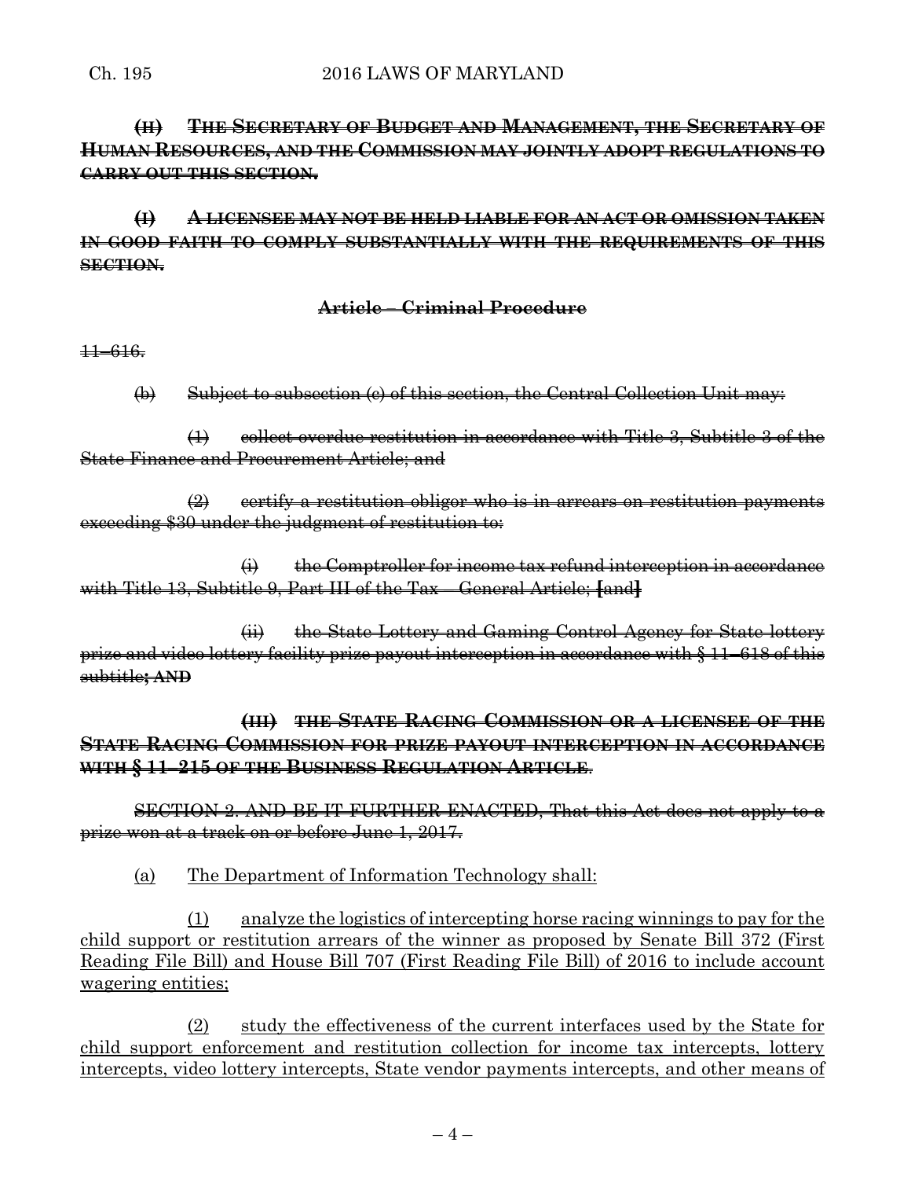~~**(H) THE SECRETARY OF BUDGET AND MANAGEMENT, THE SECRETARY OF HUMAN RESOURCES, AND THE COMMISSION MAY JOINTLY ADOPT REGULATIONS TO CARRY OUT THIS SECTION.**~~

~~**(I) A LICENSEE MAY NOT BE HELD LIABLE FOR AN ACT OR OMISSION TAKEN IN GOOD FAITH TO COMPLY SUBSTANTIALLY WITH THE REQUIREMENTS OF THIS SECTION.**~~

**~~Article – Criminal Procedure~~**

~~11–616.~~

~~(b) Subject to subsection (c) of this section, the Central Collection Unit may:~~

~~(1) collect overdue restitution in accordance with Title 3, Subtitle 3 of the State Finance and Procurement Article; and~~

~~(2) certify a restitution obligor who is in arrears on restitution payments exceeding $30 under the judgment of restitution to:~~

~~(i) the Comptroller for income tax refund interception in accordance with Title 13, Subtitle 9, Part III of the Tax – General Article; **[**and**]**~~

~~(ii) the State Lottery and Gaming Control Agency for State lottery prize and video lottery facility prize payout interception in accordance with § 11–618 of this subtitle**; AND**~~

~~**(III) THE STATE RACING COMMISSION OR A LICENSEE OF THE STATE RACING COMMISSION FOR PRIZE PAYOUT INTERCEPTION IN ACCORDANCE WITH § 11–215 OF THE BUSINESS REGULATION ARTICLE**.~~

~~SECTION 2. AND BE IT FURTHER ENACTED, That this Act does not apply to a prize won at a track on or before June 1, 2017.~~

<u>(a) The Department of Information Technology shall:</u>

<u>(1) analyze the logistics of intercepting horse racing winnings to pay for the child support or restitution arrears of the winner as proposed by Senate Bill 372 (First Reading File Bill) and House Bill 707 (First Reading File Bill) of 2016 to include account wagering entities;</u>

<u>(2) study the effectiveness of the current interfaces used by the State for child support enforcement and restitution collection for income tax intercepts, lottery intercepts, video lottery intercepts, State vendor payments intercepts, and other means of</u>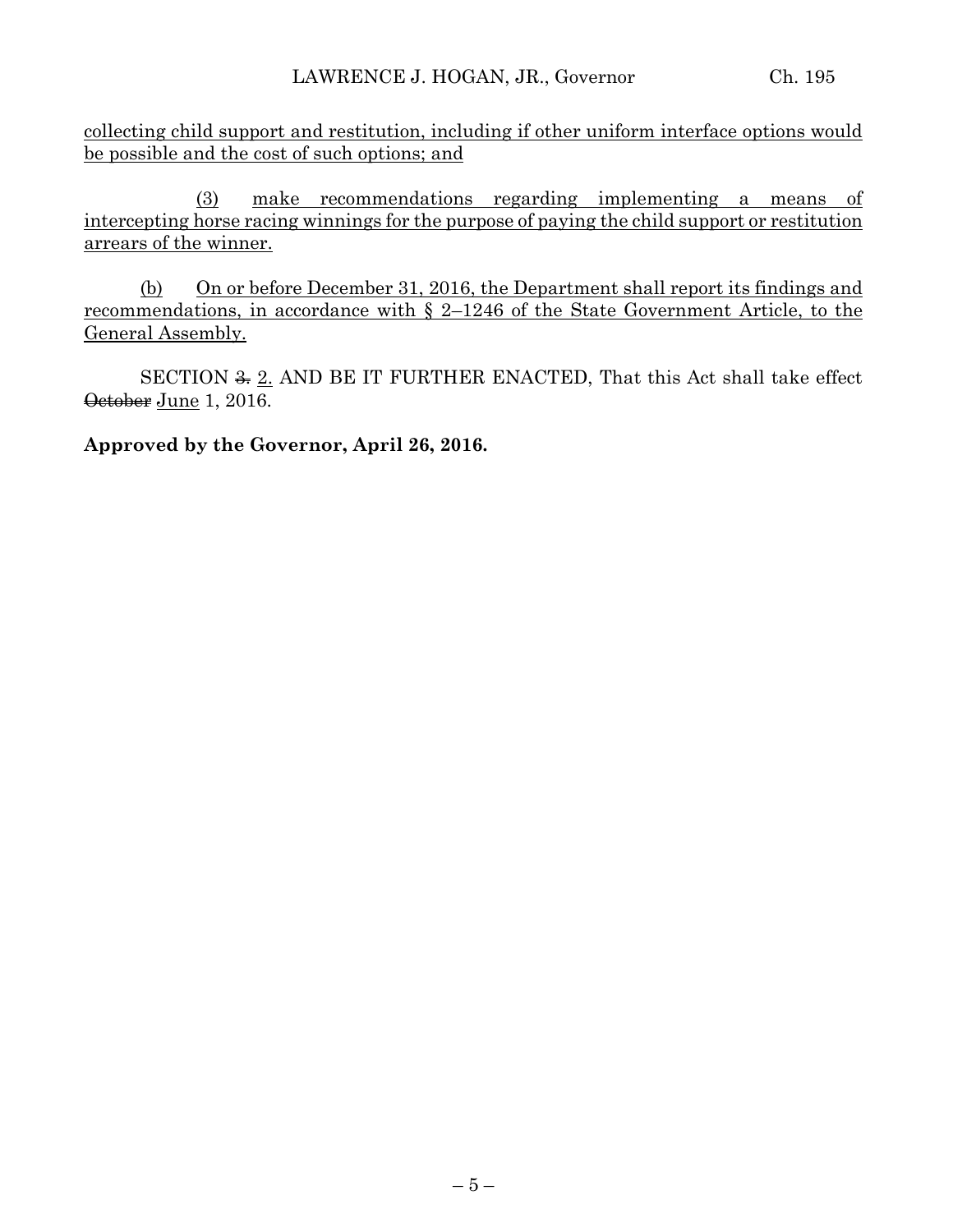collecting child support and restitution, including if other uniform interface options would be possible and the cost of such options; and

(3) make recommendations regarding implementing a means of intercepting horse racing winnings for the purpose of paying the child support or restitution arrears of the winner.

(b) On or before December 31, 2016, the Department shall report its findings and recommendations, in accordance with § 2–1246 of the State Government Article, to the General Assembly.

SECTION ~~3.~~ 2. AND BE IT FURTHER ENACTED, That this Act shall take effect ~~October~~ June 1, 2016.

**Approved by the Governor, April 26, 2016.**